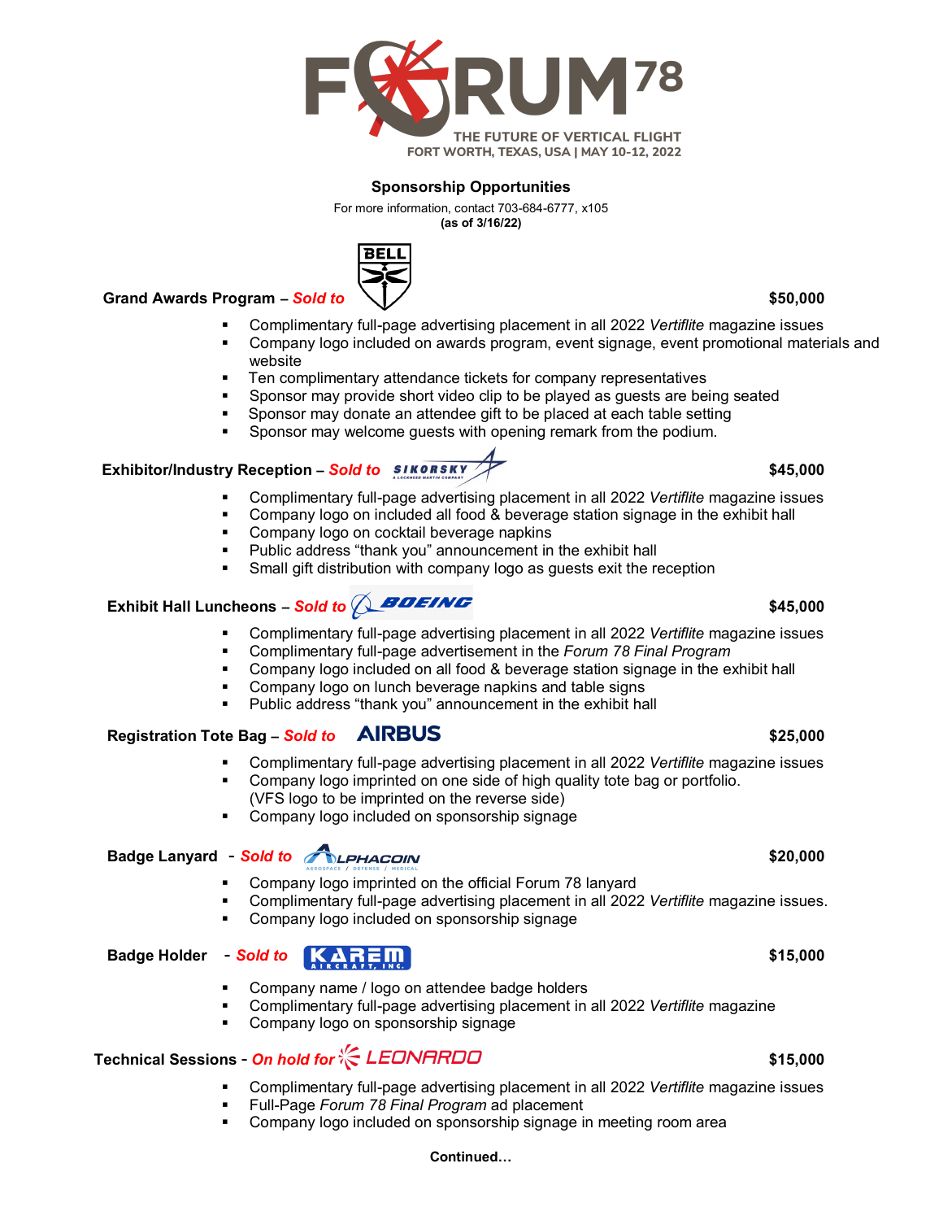# FORUM 78

THE FUTURE OF VERTICAL FLIGHT
FORT WORTH, TEXAS, USA | MAY 10-12, 2022

## Sponsorship Opportunities

For more information, contact 703-684-6777, x105
**(as of 3/16/22)**

### Grand Awards Program – *Sold to* BELL — $50,000

- Complimentary full-page advertising placement in all 2022 *Vertiflite* magazine issues
- Company logo included on awards program, event signage, event promotional materials and website
- Ten complimentary attendance tickets for company representatives
- Sponsor may provide short video clip to be played as guests are being seated
- Sponsor may donate an attendee gift to be placed at each table setting
- Sponsor may welcome guests with opening remark from the podium.

### Exhibitor/Industry Reception – *Sold to* SIKORSKY — $45,000

- Complimentary full-page advertising placement in all 2022 *Vertiflite* magazine issues
- Company logo on included all food & beverage station signage in the exhibit hall
- Company logo on cocktail beverage napkins
- Public address "thank you" announcement in the exhibit hall
- Small gift distribution with company logo as guests exit the reception

### Exhibit Hall Luncheons – *Sold to* BOEING — $45,000

- Complimentary full-page advertising placement in all 2022 *Vertiflite* magazine issues
- Complimentary full-page advertisement in the *Forum 78 Final Program*
- Company logo included on all food & beverage station signage in the exhibit hall
- Company logo on lunch beverage napkins and table signs
- Public address "thank you" announcement in the exhibit hall

### Registration Tote Bag – *Sold to* AIRBUS — $25,000

- Complimentary full-page advertising placement in all 2022 *Vertiflite* magazine issues
- Company logo imprinted on one side of high quality tote bag or portfolio. (VFS logo to be imprinted on the reverse side)
- Company logo included on sponsorship signage

### Badge Lanyard - *Sold to* ALPHACOIN — $20,000

- Company logo imprinted on the official Forum 78 lanyard
- Complimentary full-page advertising placement in all 2022 *Vertiflite* magazine issues.
- Company logo included on sponsorship signage

### Badge Holder - *Sold to* KAREM AIRCRAFT, INC. — $15,000

- Company name / logo on attendee badge holders
- Complimentary full-page advertising placement in all 2022 *Vertiflite* magazine
- Company logo on sponsorship signage

### Technical Sessions - *On hold for* LEONARDO — $15,000

- Complimentary full-page advertising placement in all 2022 *Vertiflite* magazine issues
- Full-Page *Forum 78 Final Program* ad placement
- Company logo included on sponsorship signage in meeting room area

**Continued…**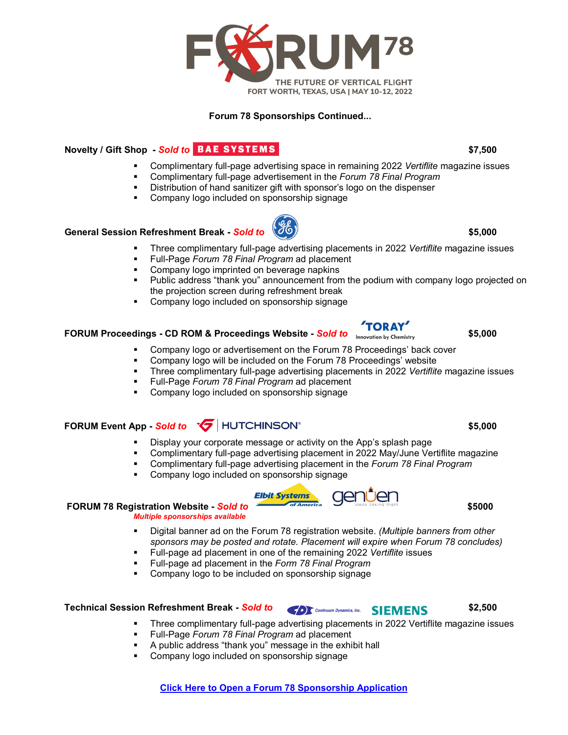# FORUM 78

THE FUTURE OF VERTICAL FLIGHT
FORT WORTH, TEXAS, USA | MAY 10-12, 2022

**Forum 78 Sponsorships Continued...**

**Novelty / Gift Shop** - *Sold to* BAE SYSTEMS **$7,500**

- Complimentary full-page advertising space in remaining 2022 *Vertiflite* magazine issues
- Complimentary full-page advertisement in the *Forum 78 Final Program*
- Distribution of hand sanitizer gift with sponsor's logo on the dispenser
- Company logo included on sponsorship signage

**General Session Refreshment Break** - *Sold to* GE **$5,000**

- Three complimentary full-page advertising placements in 2022 *Vertiflite* magazine issues
- Full-Page *Forum 78 Final Program* ad placement
- Company logo imprinted on beverage napkins
- Public address "thank you" announcement from the podium with company logo projected on the projection screen during refreshment break
- Company logo included on sponsorship signage

**FORUM Proceedings - CD ROM & Proceedings Website** - *Sold to* TORAY Innovation by Chemistry **$5,000**

- Company logo or advertisement on the Forum 78 Proceedings' back cover
- Company logo will be included on the Forum 78 Proceedings' website
- Three complimentary full-page advertising placements in 2022 *Vertiflite* magazine issues
- Full-Page *Forum 78 Final Program* ad placement
- Company logo included on sponsorship signage

**FORUM Event App** - *Sold to* HUTCHINSON **$5,000**

- Display your corporate message or activity on the App's splash page
- Complimentary full-page advertising placement in 2022 May/June Vertiflite magazine
- Complimentary full-page advertising placement in the *Forum 78 Final Program*
- Company logo included on sponsorship signage

**FORUM 78 Registration Website** - *Sold to* Elbit Systems of America, genUen **$5000**
*Multiple sponsorships available*

- Digital banner ad on the Forum 78 registration website. *(Multiple banners from other sponsors may be posted and rotate. Placement will expire when Forum 78 concludes)*
- Full-page ad placement in one of the remaining 2022 *Vertiflite* issues
- Full-page ad placement in the *Form 78 Final Program*
- Company logo to be included on sponsorship signage

**Technical Session Refreshment Break** - *Sold to* CDI Continuum Dynamics, Inc., SIEMENS **$2,500**

- Three complimentary full-page advertising placements in 2022 Vertiflite magazine issues
- Full-Page *Forum 78 Final Program* ad placement
- A public address "thank you" message in the exhibit hall
- Company logo included on sponsorship signage

**Click Here to Open a Forum 78 Sponsorship Application**